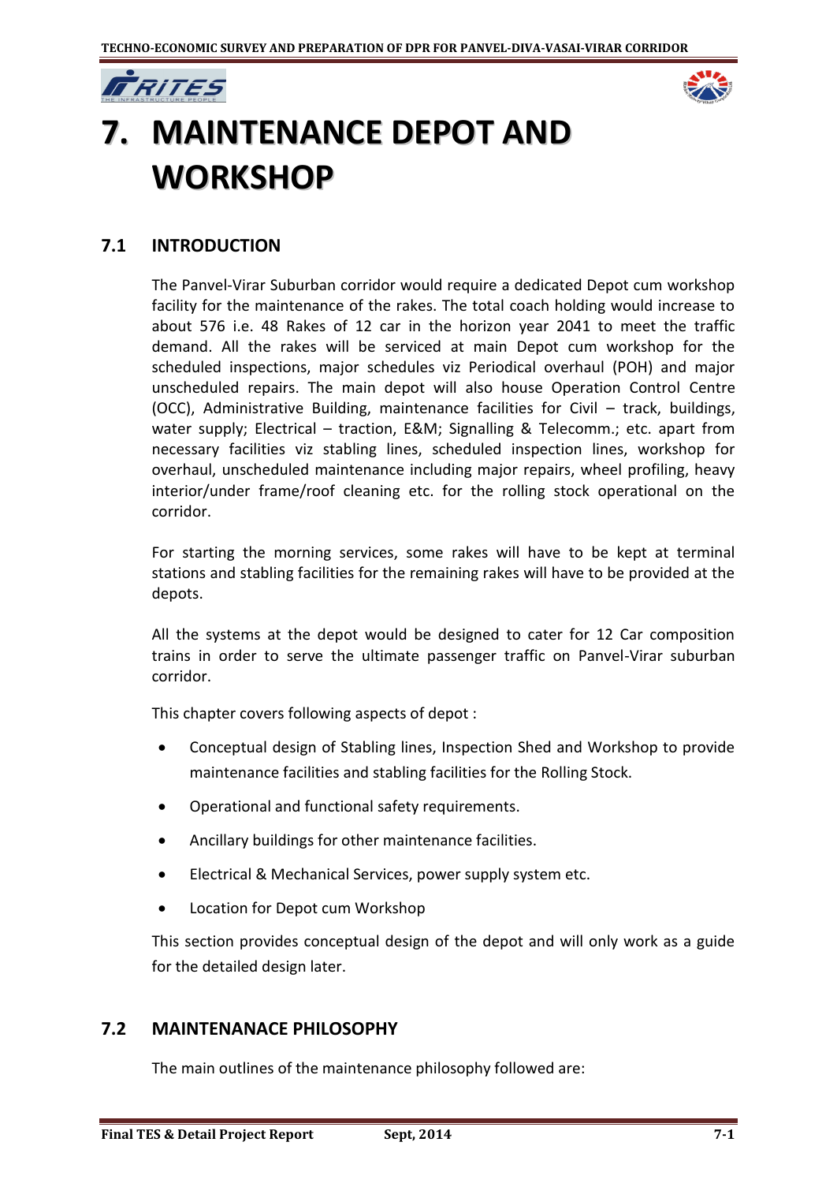# 7. MAINTENANCE DEPOT AND WORKSHOP

## 7.1 INTRODUCTION

The Panvel-Virar Suburban corridor would require a dedicated Depot cum workshop facility for the maintenance of the rakes. The total coach holding would increase to about 576 i.e. 48 Rakes of 12 car in the horizon year 2041 to meet the traffic demand. All the rakes will be serviced at main Depot cum workshop for the scheduled inspections, major schedules viz Periodical overhaul (POH) and major unscheduled repairs. The main depot will also house Operation Control Centre (OCC), Administrative Building, maintenance facilities for Civil – track, buildings, water supply; Electrical – traction, E&M; Signalling & Telecomm.; etc. apart from necessary facilities viz stabling lines, scheduled inspection lines, workshop for overhaul, unscheduled maintenance including major repairs, wheel profiling, heavy interior/under frame/roof cleaning etc. for the rolling stock operational on the corridor.

For starting the morning services, some rakes will have to be kept at terminal stations and stabling facilities for the remaining rakes will have to be provided at the depots.

All the systems at the depot would be designed to cater for 12 Car composition trains in order to serve the ultimate passenger traffic on Panvel-Virar suburban corridor.

This chapter covers following aspects of depot :

- Conceptual design of Stabling lines, Inspection Shed and Workshop to provide maintenance facilities and stabling facilities for the Rolling Stock.
- Operational and functional safety requirements.
- Ancillary buildings for other maintenance facilities.
- Electrical & Mechanical Services, power supply system etc.
- Location for Depot cum Workshop

This section provides conceptual design of the depot and will only work as a guide for the detailed design later.

## 7.2 MAINTENANACE PHILOSOPHY

The main outlines of the maintenance philosophy followed are: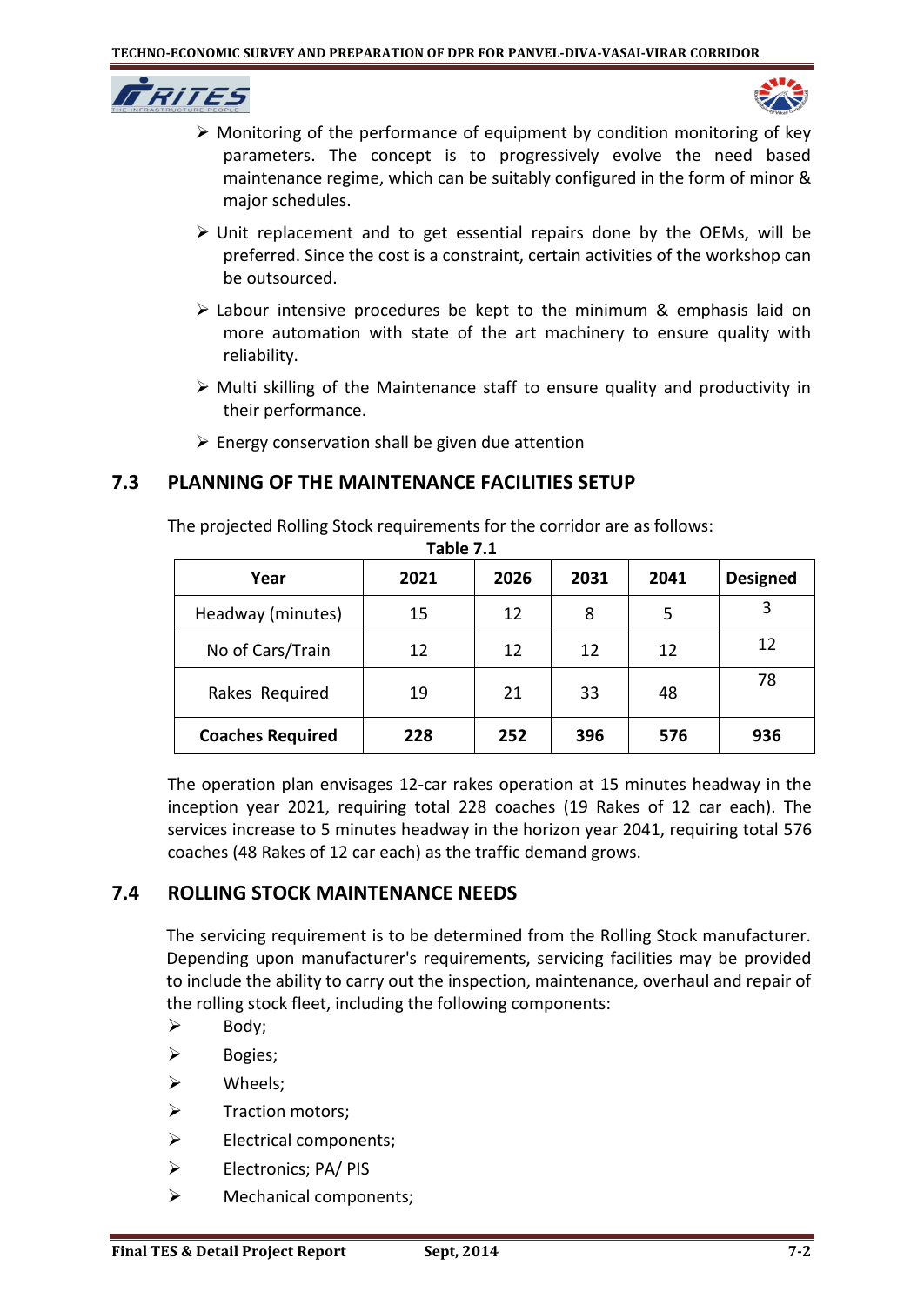- Monitoring of the performance of equipment by condition monitoring of key parameters. The concept is to progressively evolve the need based maintenance regime, which can be suitably configured in the form of minor & major schedules.
- Unit replacement and to get essential repairs done by the OEMs, will be preferred. Since the cost is a constraint, certain activities of the workshop can be outsourced.
- Labour intensive procedures be kept to the minimum & emphasis laid on more automation with state of the art machinery to ensure quality with reliability.
- Multi skilling of the Maintenance staff to ensure quality and productivity in their performance.
- Energy conservation shall be given due attention

## 7.3 PLANNING OF THE MAINTENANCE FACILITIES SETUP

The projected Rolling Stock requirements for the corridor are as follows:

**Table 7.1**

| Year | 2021 | 2026 | 2031 | 2041 | Designed |
|---|---|---|---|---|---|
| Headway (minutes) | 15 | 12 | 8 | 5 | 3 |
| No of Cars/Train | 12 | 12 | 12 | 12 | 12 |
| Rakes Required | 19 | 21 | 33 | 48 | 78 |
| **Coaches Required** | **228** | **252** | **396** | **576** | **936** |

The operation plan envisages 12-car rakes operation at 15 minutes headway in the inception year 2021, requiring total 228 coaches (19 Rakes of 12 car each). The services increase to 5 minutes headway in the horizon year 2041, requiring total 576 coaches (48 Rakes of 12 car each) as the traffic demand grows.

## 7.4 ROLLING STOCK MAINTENANCE NEEDS

The servicing requirement is to be determined from the Rolling Stock manufacturer. Depending upon manufacturer's requirements, servicing facilities may be provided to include the ability to carry out the inspection, maintenance, overhaul and repair of the rolling stock fleet, including the following components:

- Body;
- Bogies;
- Wheels;
- Traction motors;
- Electrical components;
- Electronics; PA/ PIS
- Mechanical components;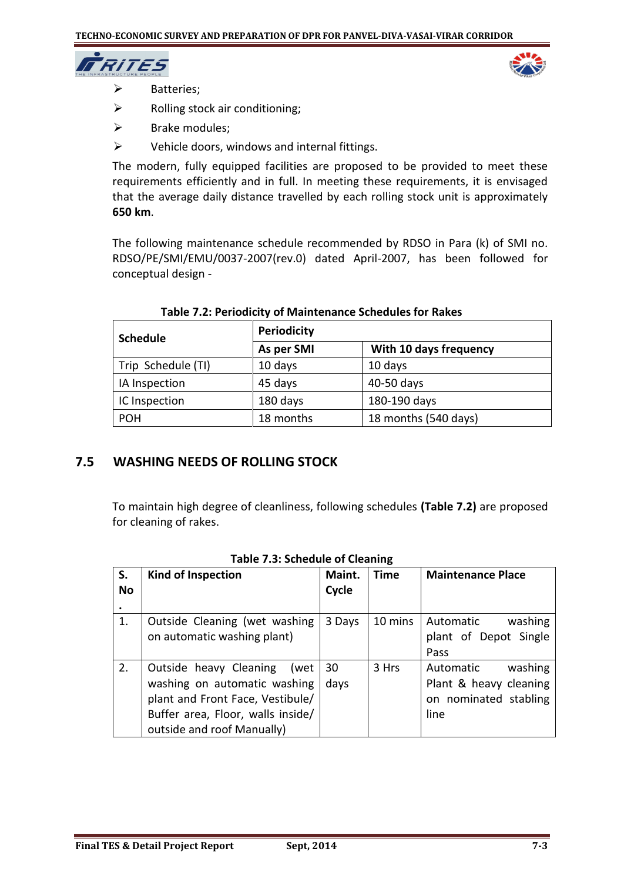- Batteries;
- Rolling stock air conditioning;
- Brake modules;
- Vehicle doors, windows and internal fittings.

The modern, fully equipped facilities are proposed to be provided to meet these requirements efficiently and in full. In meeting these requirements, it is envisaged that the average daily distance travelled by each rolling stock unit is approximately **650 km**.

The following maintenance schedule recommended by RDSO in Para (k) of SMI no. RDSO/PE/SMI/EMU/0037-2007(rev.0) dated April-2007, has been followed for conceptual design -

**Table 7.2: Periodicity of Maintenance Schedules for Rakes**

| Schedule | Periodicity | |
|---|---|---|
| | As per SMI | With 10 days frequency |
| Trip Schedule (TI) | 10 days | 10 days |
| IA Inspection | 45 days | 40-50 days |
| IC Inspection | 180 days | 180-190 days |
| POH | 18 months | 18 months (540 days) |

## 7.5 WASHING NEEDS OF ROLLING STOCK

To maintain high degree of cleanliness, following schedules **(Table 7.2)** are proposed for cleaning of rakes.

**Table 7.3: Schedule of Cleaning**

| S. No. | Kind of Inspection | Maint. Cycle | Time | Maintenance Place |
|---|---|---|---|---|
| 1. | Outside Cleaning (wet washing on automatic washing plant) | 3 Days | 10 mins | Automatic washing plant of Depot Single Pass |
| 2. | Outside heavy Cleaning (wet washing on automatic washing plant and Front Face, Vestibule/ Buffer area, Floor, walls inside/ outside and roof Manually) | 30 days | 3 Hrs | Automatic washing Plant & heavy cleaning on nominated stabling line |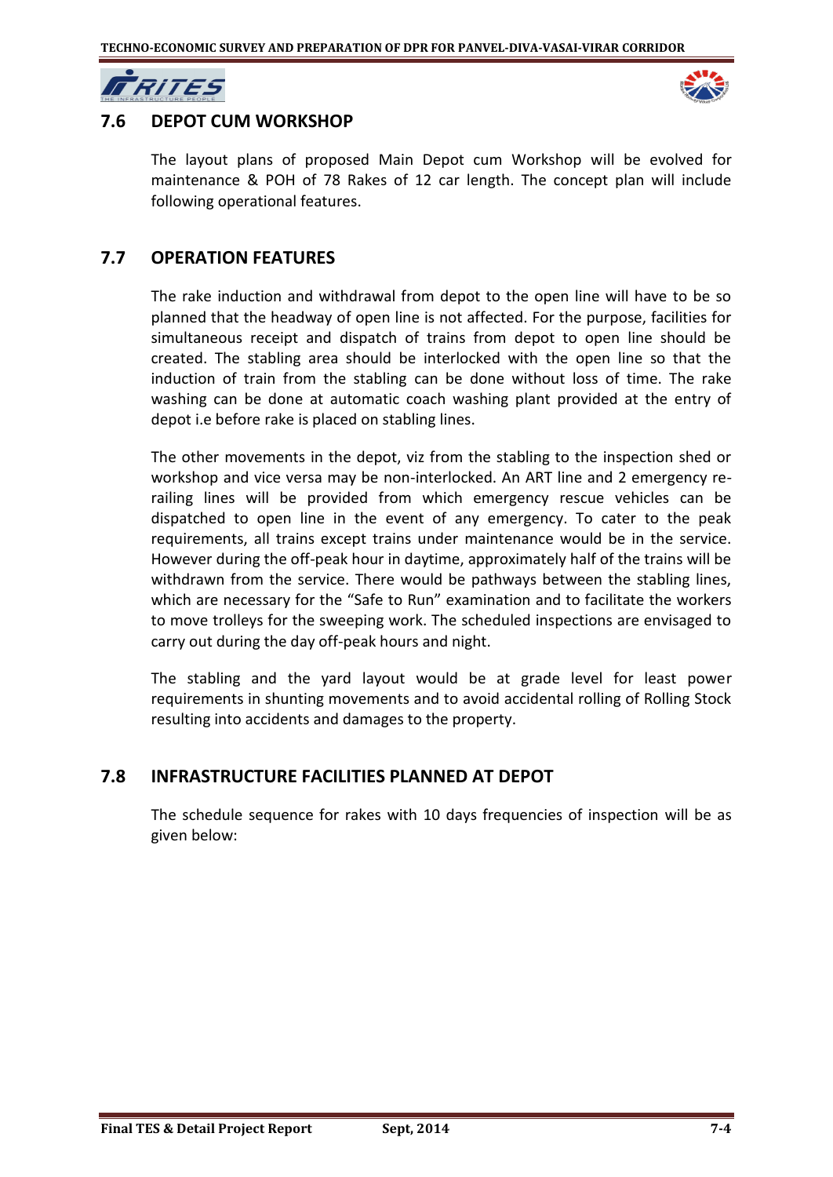## 7.6 DEPOT CUM WORKSHOP

The layout plans of proposed Main Depot cum Workshop will be evolved for maintenance & POH of 78 Rakes of 12 car length. The concept plan will include following operational features.

## 7.7 OPERATION FEATURES

The rake induction and withdrawal from depot to the open line will have to be so planned that the headway of open line is not affected. For the purpose, facilities for simultaneous receipt and dispatch of trains from depot to open line should be created. The stabling area should be interlocked with the open line so that the induction of train from the stabling can be done without loss of time. The rake washing can be done at automatic coach washing plant provided at the entry of depot i.e before rake is placed on stabling lines.

The other movements in the depot, viz from the stabling to the inspection shed or workshop and vice versa may be non-interlocked. An ART line and 2 emergency re-railing lines will be provided from which emergency rescue vehicles can be dispatched to open line in the event of any emergency. To cater to the peak requirements, all trains except trains under maintenance would be in the service. However during the off-peak hour in daytime, approximately half of the trains will be withdrawn from the service. There would be pathways between the stabling lines, which are necessary for the "Safe to Run" examination and to facilitate the workers to move trolleys for the sweeping work. The scheduled inspections are envisaged to carry out during the day off-peak hours and night.

The stabling and the yard layout would be at grade level for least power requirements in shunting movements and to avoid accidental rolling of Rolling Stock resulting into accidents and damages to the property.

## 7.8 INFRASTRUCTURE FACILITIES PLANNED AT DEPOT

The schedule sequence for rakes with 10 days frequencies of inspection will be as given below: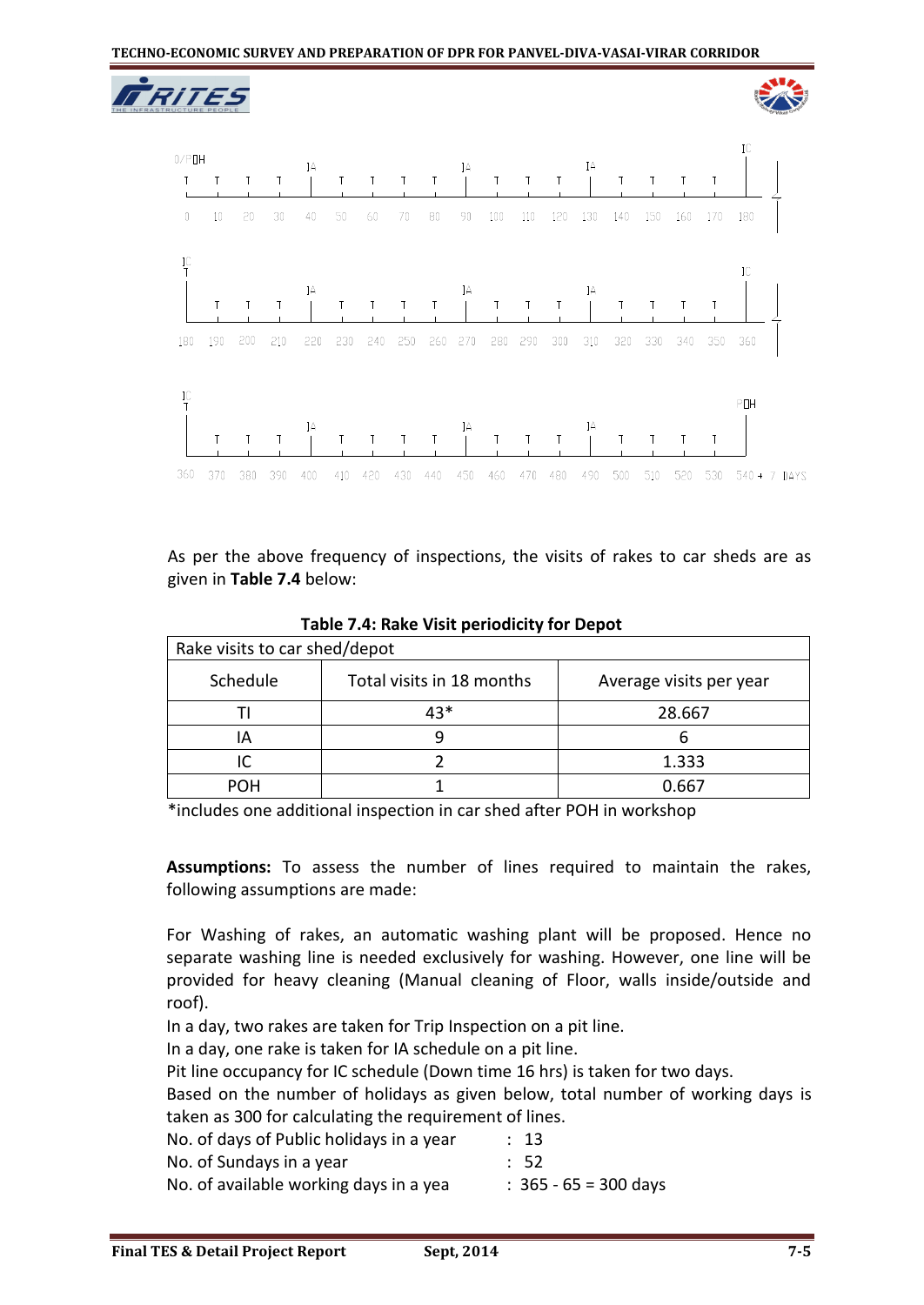As per the above frequency of inspections, the visits of rakes to car sheds are as given in **Table 7.4** below:

**Table 7.4: Rake Visit periodicity for Depot**

| Rake visits to car shed/depot | | |
|---|---|---|
| Schedule | Total visits in 18 months | Average visits per year |
| TI | 43* | 28.667 |
| IA | 9 | 6 |
| IC | 2 | 1.333 |
| POH | 1 | 0.667 |

*includes one additional inspection in car shed after POH in workshop

**Assumptions:** To assess the number of lines required to maintain the rakes, following assumptions are made:

For Washing of rakes, an automatic washing plant will be proposed. Hence no separate washing line is needed exclusively for washing. However, one line will be provided for heavy cleaning (Manual cleaning of Floor, walls inside/outside and roof).

In a day, two rakes are taken for Trip Inspection on a pit line.

In a day, one rake is taken for IA schedule on a pit line.

Pit line occupancy for IC schedule (Down time 16 hrs) is taken for two days.

Based on the number of holidays as given below, total number of working days is taken as 300 for calculating the requirement of lines.

| | | |
|---|---|---|
| No. of days of Public holidays in a year | : | 13 |
| No. of Sundays in a year | : | 52 |
| No. of available working days in a yea | : | 365 - 65 = 300 days |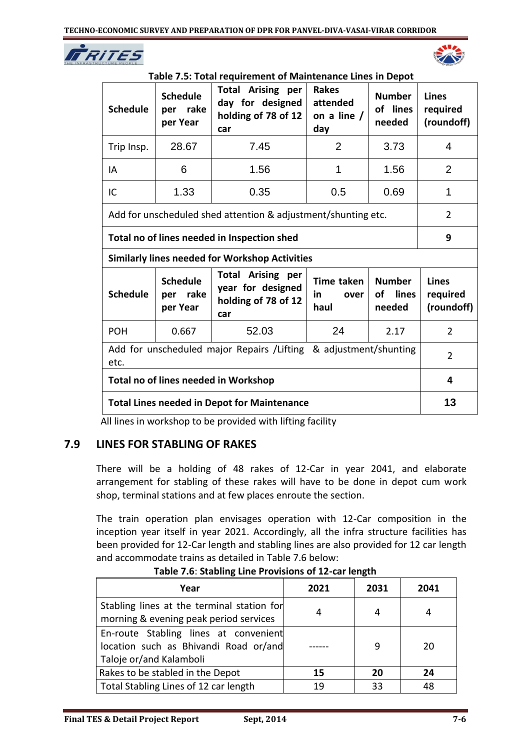**Table 7.5: Total requirement of Maintenance Lines in Depot**

| Schedule | Schedule per rake per Year | Total Arising per day for designed holding of 78 of 12 car | Rakes attended on a line / day | Number of lines needed | Lines required (roundoff) |
|---|---|---|---|---|---|
| Trip Insp. | 28.67 | 7.45 | 2 | 3.73 | 4 |
| IA | 6 | 1.56 | 1 | 1.56 | 2 |
| IC | 1.33 | 0.35 | 0.5 | 0.69 | 1 |
| Add for unscheduled shed attention & adjustment/shunting etc. | | | | | 2 |
| **Total no of lines needed in Inspection shed** | | | | | **9** |
| **Similarly lines needed for Workshop Activities** | | | | | |
| **Schedule** | **Schedule per rake per Year** | **Total Arising per year for designed holding of 78 of 12 car** | **Time taken in over haul** | **Number of lines needed** | **Lines required (roundoff)** |
| POH | 0.667 | 52.03 | 24 | 2.17 | 2 |
| Add for unscheduled major Repairs /Lifting & adjustment/shunting etc. | | | | | 2 |
| **Total no of lines needed in Workshop** | | | | | **4** |
| **Total Lines needed in Depot for Maintenance** | | | | | **13** |

All lines in workshop to be provided with lifting facility

## 7.9 LINES FOR STABLING OF RAKES

There will be a holding of 48 rakes of 12-Car in year 2041, and elaborate arrangement for stabling of these rakes will have to be done in depot cum work shop, terminal stations and at few places enroute the section.

The train operation plan envisages operation with 12-Car composition in the inception year itself in year 2021. Accordingly, all the infra structure facilities has been provided for 12-Car length and stabling lines are also provided for 12 car length and accommodate trains as detailed in Table 7.6 below:

**Table 7.6: Stabling Line Provisions of 12-car length**

| Year | 2021 | 2031 | 2041 |
|---|---|---|---|
| Stabling lines at the terminal station for morning & evening peak period services | 4 | 4 | 4 |
| En-route Stabling lines at convenient location such as Bhivandi Road or/and Taloje or/and Kalamboli | ------ | 9 | 20 |
| Rakes to be stabled in the Depot | **15** | **20** | **24** |
| Total Stabling Lines of 12 car length | 19 | 33 | 48 |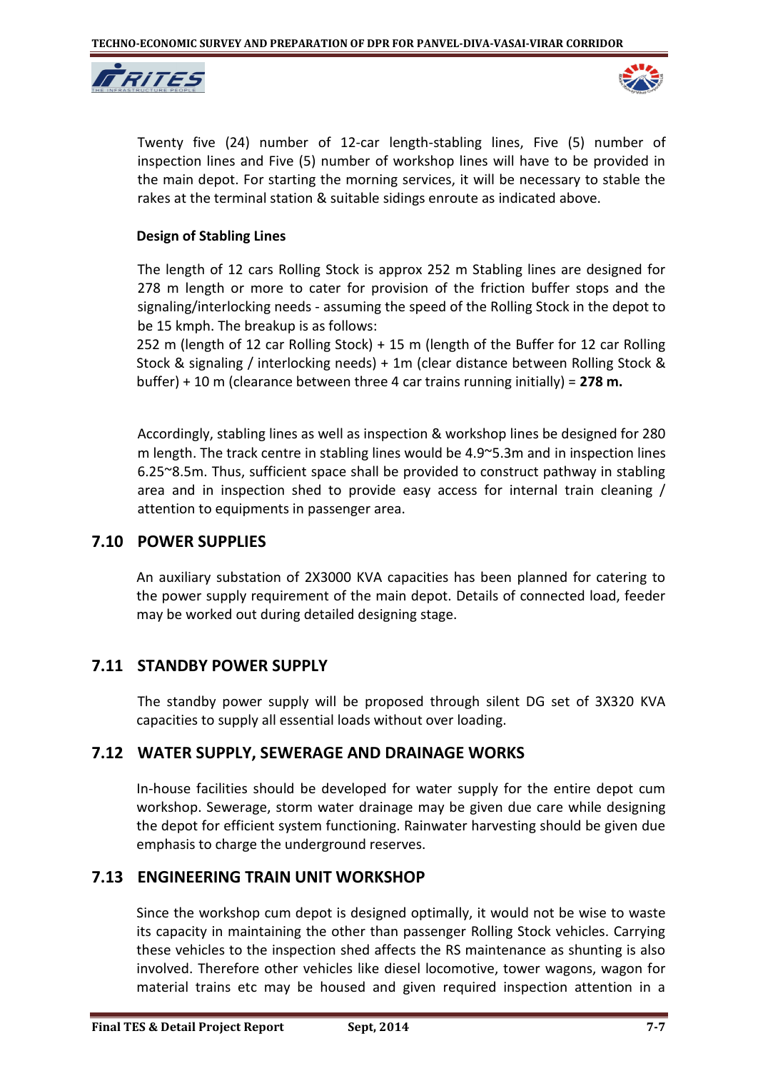Twenty five (24) number of 12-car length-stabling lines, Five (5) number of inspection lines and Five (5) number of workshop lines will have to be provided in the main depot. For starting the morning services, it will be necessary to stable the rakes at the terminal station & suitable sidings enroute as indicated above.

**Design of Stabling Lines**

The length of 12 cars Rolling Stock is approx 252 m Stabling lines are designed for 278 m length or more to cater for provision of the friction buffer stops and the signaling/interlocking needs - assuming the speed of the Rolling Stock in the depot to be 15 kmph. The breakup is as follows:
252 m (length of 12 car Rolling Stock) + 15 m (length of the Buffer for 12 car Rolling Stock & signaling / interlocking needs) + 1m (clear distance between Rolling Stock & buffer) + 10 m (clearance between three 4 car trains running initially) = **278 m.**

Accordingly, stabling lines as well as inspection & workshop lines be designed for 280 m length. The track centre in stabling lines would be 4.9~5.3m and in inspection lines 6.25~8.5m. Thus, sufficient space shall be provided to construct pathway in stabling area and in inspection shed to provide easy access for internal train cleaning / attention to equipments in passenger area.

## 7.10 POWER SUPPLIES

An auxiliary substation of 2X3000 KVA capacities has been planned for catering to the power supply requirement of the main depot. Details of connected load, feeder may be worked out during detailed designing stage.

## 7.11 STANDBY POWER SUPPLY

The standby power supply will be proposed through silent DG set of 3X320 KVA capacities to supply all essential loads without over loading.

## 7.12 WATER SUPPLY, SEWERAGE AND DRAINAGE WORKS

In-house facilities should be developed for water supply for the entire depot cum workshop. Sewerage, storm water drainage may be given due care while designing the depot for efficient system functioning. Rainwater harvesting should be given due emphasis to charge the underground reserves.

## 7.13 ENGINEERING TRAIN UNIT WORKSHOP

Since the workshop cum depot is designed optimally, it would not be wise to waste its capacity in maintaining the other than passenger Rolling Stock vehicles. Carrying these vehicles to the inspection shed affects the RS maintenance as shunting is also involved. Therefore other vehicles like diesel locomotive, tower wagons, wagon for material trains etc may be housed and given required inspection attention in a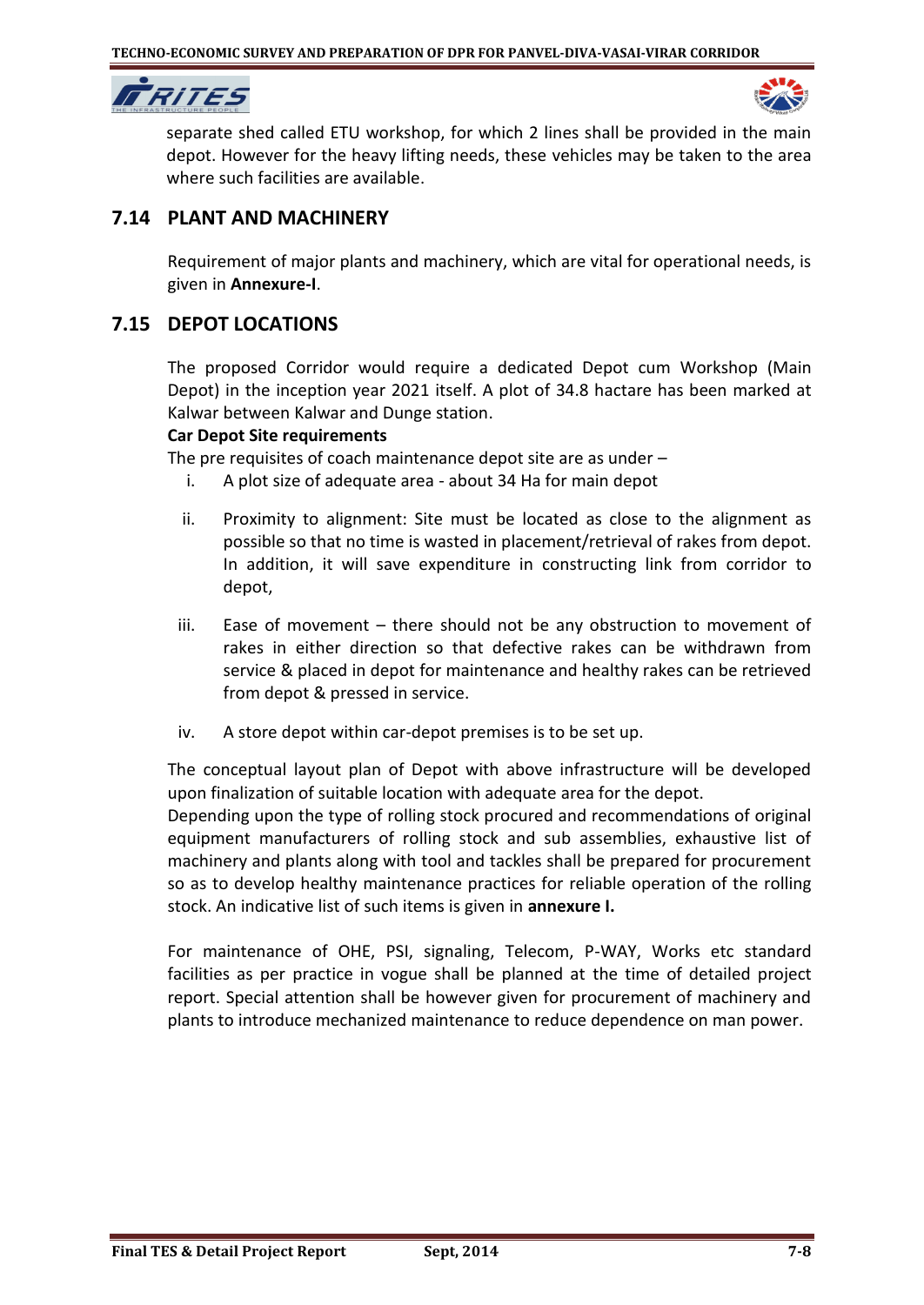separate shed called ETU workshop, for which 2 lines shall be provided in the main depot. However for the heavy lifting needs, these vehicles may be taken to the area where such facilities are available.

## 7.14 PLANT AND MACHINERY

Requirement of major plants and machinery, which are vital for operational needs, is given in **Annexure-I**.

## 7.15 DEPOT LOCATIONS

The proposed Corridor would require a dedicated Depot cum Workshop (Main Depot) in the inception year 2021 itself. A plot of 34.8 hactare has been marked at Kalwar between Kalwar and Dunge station.

**Car Depot Site requirements**

The pre requisites of coach maintenance depot site are as under –

i. A plot size of adequate area - about 34 Ha for main depot

ii. Proximity to alignment: Site must be located as close to the alignment as possible so that no time is wasted in placement/retrieval of rakes from depot. In addition, it will save expenditure in constructing link from corridor to depot,

iii. Ease of movement – there should not be any obstruction to movement of rakes in either direction so that defective rakes can be withdrawn from service & placed in depot for maintenance and healthy rakes can be retrieved from depot & pressed in service.

iv. A store depot within car-depot premises is to be set up.

The conceptual layout plan of Depot with above infrastructure will be developed upon finalization of suitable location with adequate area for the depot.

Depending upon the type of rolling stock procured and recommendations of original equipment manufacturers of rolling stock and sub assemblies, exhaustive list of machinery and plants along with tool and tackles shall be prepared for procurement so as to develop healthy maintenance practices for reliable operation of the rolling stock. An indicative list of such items is given in **annexure I.**

For maintenance of OHE, PSI, signaling, Telecom, P-WAY, Works etc standard facilities as per practice in vogue shall be planned at the time of detailed project report. Special attention shall be however given for procurement of machinery and plants to introduce mechanized maintenance to reduce dependence on man power.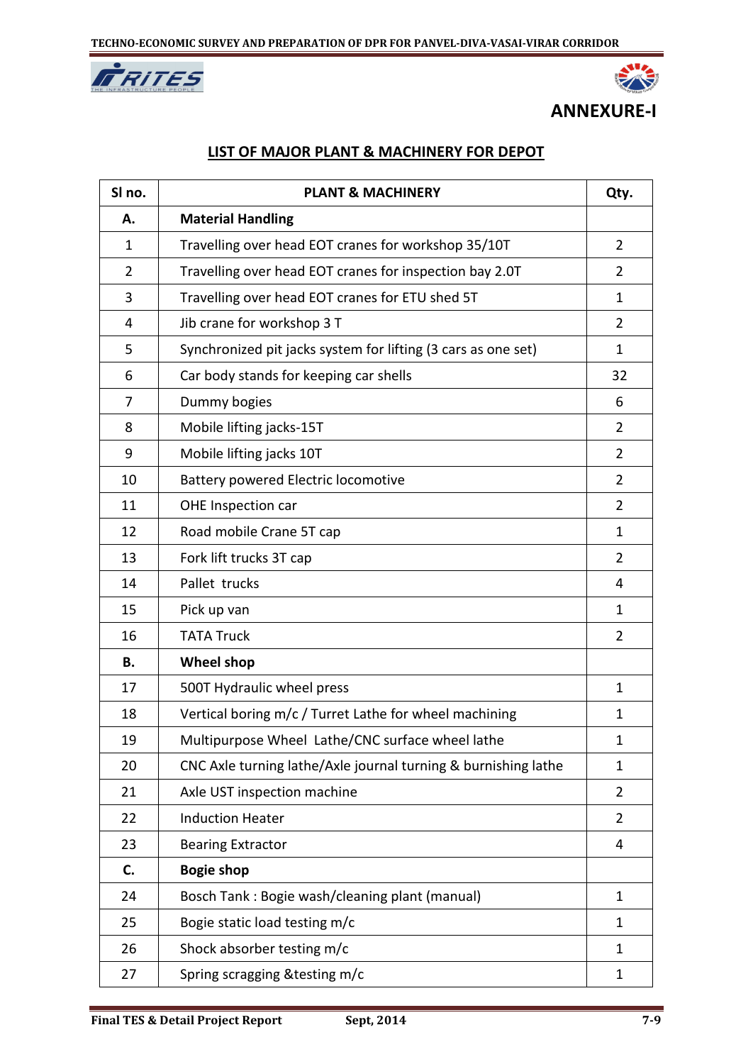# ANNEXURE-I

## LIST OF MAJOR PLANT & MACHINERY FOR DEPOT

| Sl no. | PLANT & MACHINERY | Qty. |
|---|---|---|
| **A.** | **Material Handling** | |
| 1 | Travelling over head EOT cranes for workshop 35/10T | 2 |
| 2 | Travelling over head EOT cranes for inspection bay 2.0T | 2 |
| 3 | Travelling over head EOT cranes for ETU shed 5T | 1 |
| 4 | Jib crane for workshop 3 T | 2 |
| 5 | Synchronized pit jacks system for lifting (3 cars as one set) | 1 |
| 6 | Car body stands for keeping car shells | 32 |
| 7 | Dummy bogies | 6 |
| 8 | Mobile lifting jacks-15T | 2 |
| 9 | Mobile lifting jacks 10T | 2 |
| 10 | Battery powered Electric locomotive | 2 |
| 11 | OHE Inspection car | 2 |
| 12 | Road mobile Crane 5T cap | 1 |
| 13 | Fork lift trucks 3T cap | 2 |
| 14 | Pallet trucks | 4 |
| 15 | Pick up van | 1 |
| 16 | TATA Truck | 2 |
| **B.** | **Wheel shop** | |
| 17 | 500T Hydraulic wheel press | 1 |
| 18 | Vertical boring m/c / Turret Lathe for wheel machining | 1 |
| 19 | Multipurpose Wheel Lathe/CNC surface wheel lathe | 1 |
| 20 | CNC Axle turning lathe/Axle journal turning & burnishing lathe | 1 |
| 21 | Axle UST inspection machine | 2 |
| 22 | Induction Heater | 2 |
| 23 | Bearing Extractor | 4 |
| **C.** | **Bogie shop** | |
| 24 | Bosch Tank : Bogie wash/cleaning plant (manual) | 1 |
| 25 | Bogie static load testing m/c | 1 |
| 26 | Shock absorber testing m/c | 1 |
| 27 | Spring scragging &testing m/c | 1 |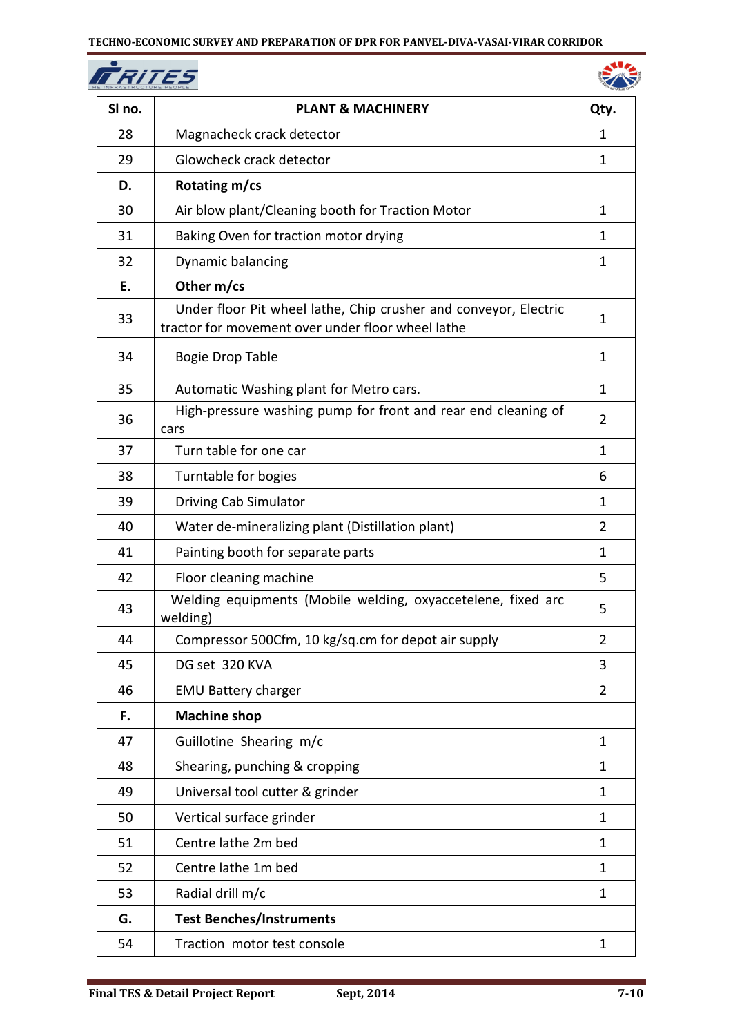| Sl no. | PLANT & MACHINERY | Qty. |
|---|---|---|
| 28 | Magnacheck crack detector | 1 |
| 29 | Glowcheck crack detector | 1 |
| **D.** | **Rotating m/cs** | |
| 30 | Air blow plant/Cleaning booth for Traction Motor | 1 |
| 31 | Baking Oven for traction motor drying | 1 |
| 32 | Dynamic balancing | 1 |
| **E.** | **Other m/cs** | |
| 33 | Under floor Pit wheel lathe, Chip crusher and conveyor, Electric tractor for movement over under floor wheel lathe | 1 |
| 34 | Bogie Drop Table | 1 |
| 35 | Automatic Washing plant for Metro cars. | 1 |
| 36 | High-pressure washing pump for front and rear end cleaning of cars | 2 |
| 37 | Turn table for one car | 1 |
| 38 | Turntable for bogies | 6 |
| 39 | Driving Cab Simulator | 1 |
| 40 | Water de-mineralizing plant (Distillation plant) | 2 |
| 41 | Painting booth for separate parts | 1 |
| 42 | Floor cleaning machine | 5 |
| 43 | Welding equipments (Mobile welding, oxyaccetelene, fixed arc welding) | 5 |
| 44 | Compressor 500Cfm, 10 kg/sq.cm for depot air supply | 2 |
| 45 | DG set 320 KVA | 3 |
| 46 | EMU Battery charger | 2 |
| **F.** | **Machine shop** | |
| 47 | Guillotine Shearing m/c | 1 |
| 48 | Shearing, punching & cropping | 1 |
| 49 | Universal tool cutter & grinder | 1 |
| 50 | Vertical surface grinder | 1 |
| 51 | Centre lathe 2m bed | 1 |
| 52 | Centre lathe 1m bed | 1 |
| 53 | Radial drill m/c | 1 |
| **G.** | **Test Benches/Instruments** | |
| 54 | Traction motor test console | 1 |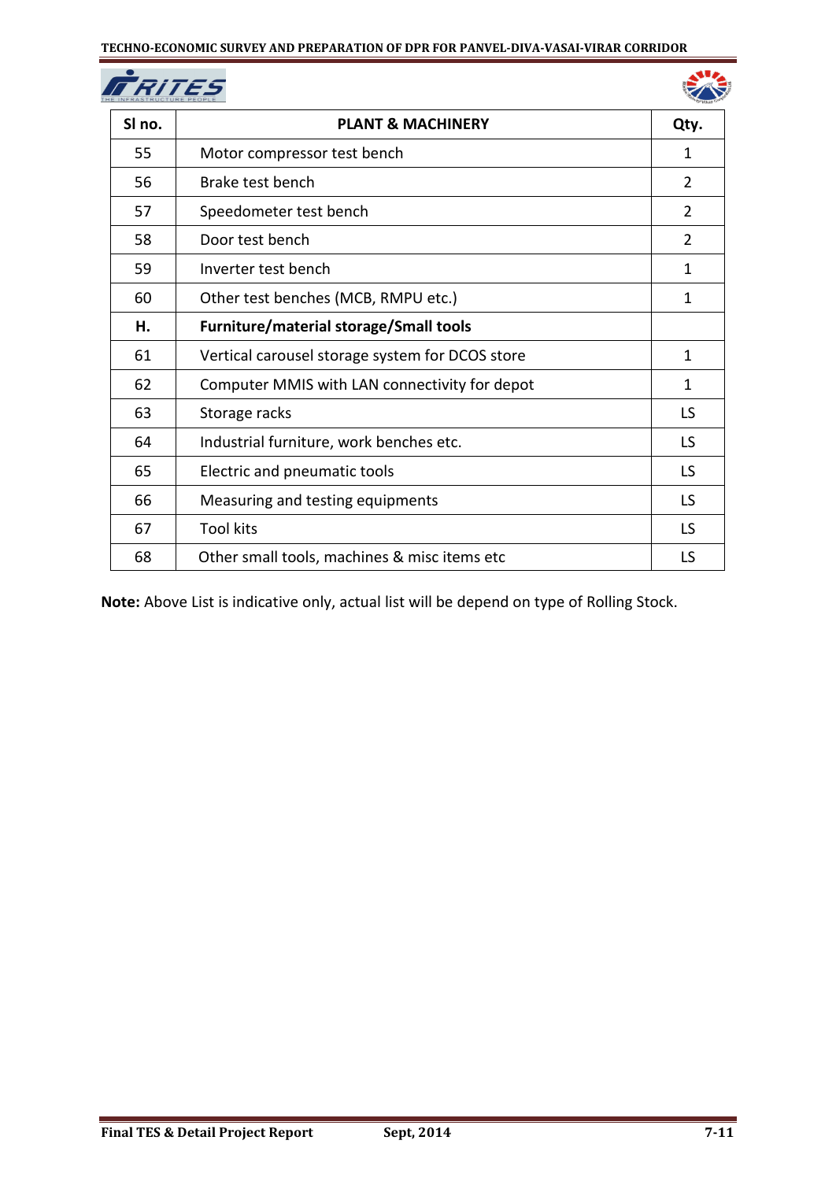| Sl no. | PLANT & MACHINERY | Qty. |
|---|---|---|
| 55 | Motor compressor test bench | 1 |
| 56 | Brake test bench | 2 |
| 57 | Speedometer test bench | 2 |
| 58 | Door test bench | 2 |
| 59 | Inverter test bench | 1 |
| 60 | Other test benches (MCB, RMPU etc.) | 1 |
| **H.** | **Furniture/material storage/Small tools** | |
| 61 | Vertical carousel storage system for DCOS store | 1 |
| 62 | Computer MMIS with LAN connectivity for depot | 1 |
| 63 | Storage racks | LS |
| 64 | Industrial furniture, work benches etc. | LS |
| 65 | Electric and pneumatic tools | LS |
| 66 | Measuring and testing equipments | LS |
| 67 | Tool kits | LS |
| 68 | Other small tools, machines & misc items etc | LS |

**Note:** Above List is indicative only, actual list will be depend on type of Rolling Stock.